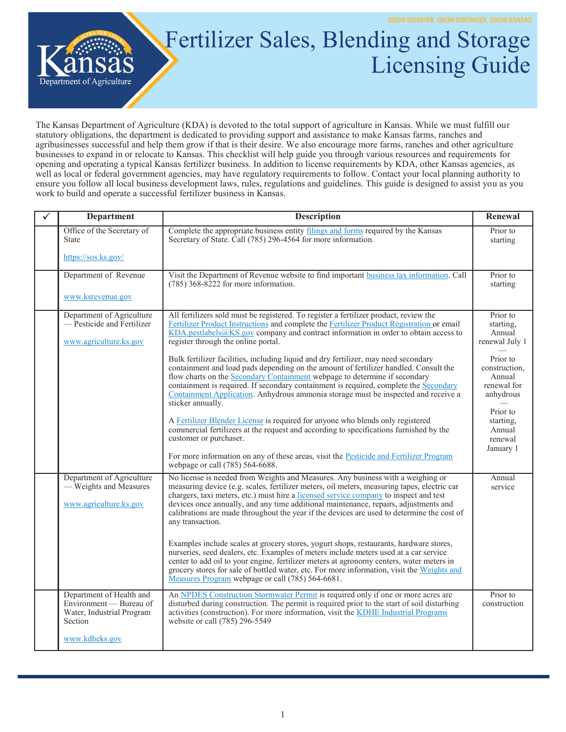GROW SMARTER. GROW STRONGER. GROW KANSAS.

Kansas Department of Agriculture

# Fertilizer Sales, Blending and Storage Licensing Guide

The Kansas Department of Agriculture (KDA) is devoted to the total support of agriculture in Kansas. While we must fulfill our statutory obligations, the department is dedicated to providing support and assistance to make Kansas farms, ranches and agribusinesses successful and help them grow if that is their desire. We also encourage more farms, ranches and other agriculture businesses to expand in or relocate to Kansas. This checklist will help guide you through various resources and requirements for opening and operating a typical Kansas fertilizer business. In addition to license requirements by KDA, other Kansas agencies, as well as local or federal government agencies, may have regulatory requirements to follow. Contact your local planning authority to ensure you follow all local business development laws, rules, regulations and guidelines. This guide is designed to assist you as you work to build and operate a successful fertilizer business in Kansas.

| ✓ | Department | Description | Renewal |
|---|---|---|---|
| | Office of the Secretary of State<br><br>https://sos.ks.gov/ | Complete the appropriate business entity filings and forms required by the Kansas Secretary of State. Call (785) 296-4564 for more information. | Prior to starting |
| | Department of Revenue<br><br>www.ksrevenue.gov | Visit the Department of Revenue website to find important business tax information. Call (785) 368-8222 for more information. | Prior to starting |
| | Department of Agriculture — Pesticide and Fertilizer<br><br>www.agriculture.ks.gov | All fertilizers sold must be registered. To register a fertilizer product, review the Fertilizer Product Instructions and complete the Fertilizer Product Registration or email KDA.pestlabels@KS.gov company and contract information in order to obtain access to register through the online portal.<br><br>Bulk fertilizer facilities, including liquid and dry fertilizer, may need secondary containment and load pads depending on the amount of fertilizer handled. Consult the flow charts on the Secondary Containment webpage to determine if secondary containment is required. If secondary containment is required, complete the Secondary Containment Application. Anhydrous ammonia storage must be inspected and receive a sticker annually.<br><br>A Fertilizer Blender License is required for anyone who blends only registered commercial fertilizers at the request and according to specifications furnished by the customer or purchaser.<br><br>For more information on any of these areas, visit the Pesticide and Fertilizer Program webpage or call (785) 564-6688. | Prior to starting, Annual renewal July 1<br>—<br>Prior to construction, Annual renewal for anhydrous<br>—<br>Prior to starting, Annual renewal January 1 |
| | Department of Agriculture — Weights and Measures<br><br>www.agriculture.ks.gov | No license is needed from Weights and Measures. Any business with a weighing or measuring device (e.g. scales, fertilizer meters, oil meters, measuring tapes, electric car chargers, taxi meters, etc.) must hire a licensed service company to inspect and test devices once annually, and any time additional maintenance, repairs, adjustments and calibrations are made throughout the year if the devices are used to determine the cost of any transaction.<br><br>Examples include scales at grocery stores, yogurt shops, restaurants, hardware stores, nurseries, seed dealers, etc. Examples of meters include meters used at a car service center to add oil to your engine, fertilizer meters at agronomy centers, water meters in grocery stores for sale of bottled water, etc. For more information, visit the Weights and Measures Program webpage or call (785) 564-6681. | Annual service |
| | Department of Health and Environment — Bureau of Water, Industrial Program Section<br><br>www.kdheks.gov | An NPDES Construction Stormwater Permit is required only if one or more acres are disturbed during construction. The permit is required prior to the start of soil disturbing activities (construction). For more information, visit the KDHE Industrial Programs website or call (785) 296-5549 | Prior to construction |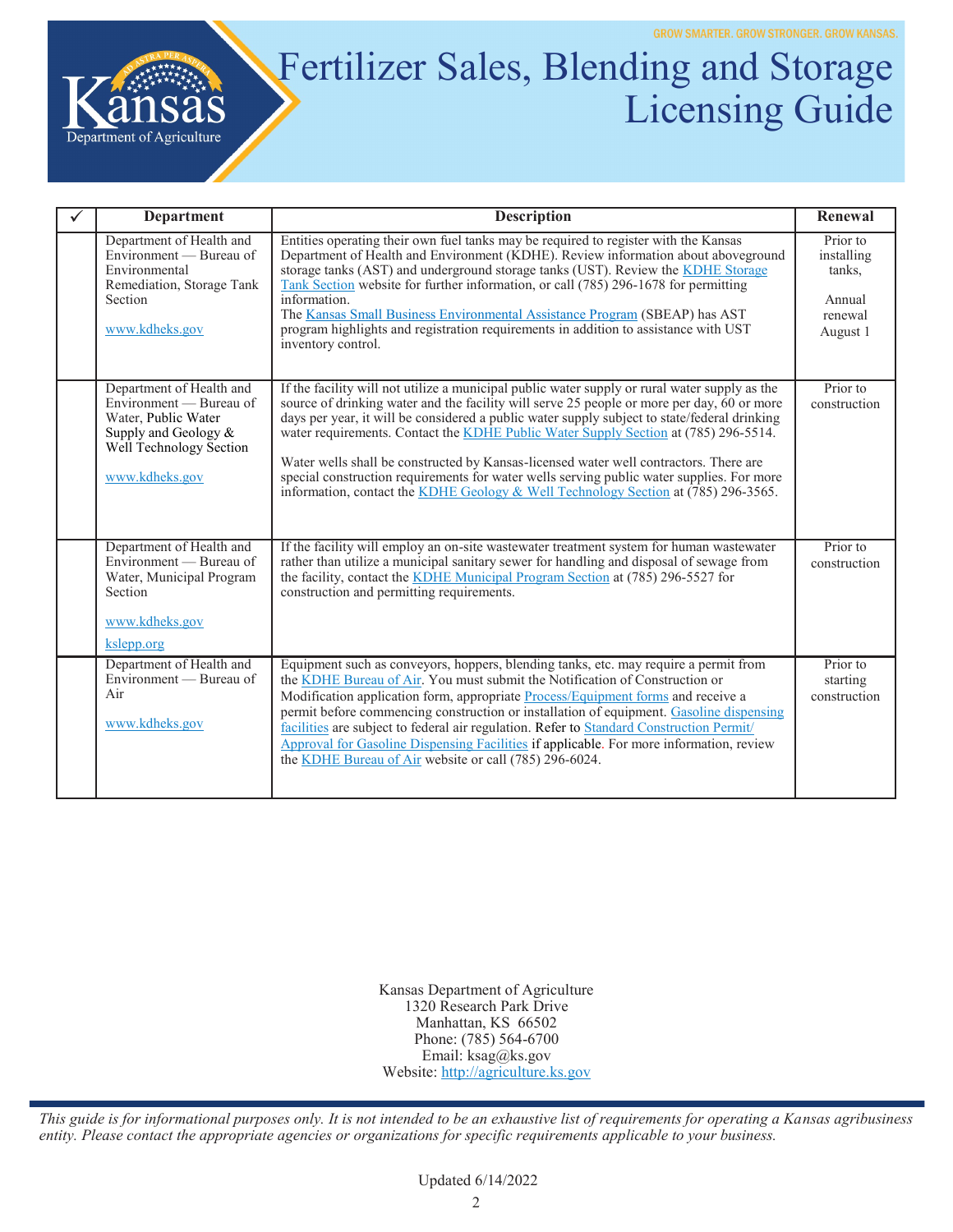# Fertilizer Sales, Blending and Storage Licensing Guide

GROW SMARTER. GROW STRONGER. GROW KANSAS.

| ✓ | Department | Description | Renewal |
|---|---|---|---|
| | Department of Health and Environment — Bureau of Environmental Remediation, Storage Tank Section<br><br>www.kdheks.gov | Entities operating their own fuel tanks may be required to register with the Kansas Department of Health and Environment (KDHE). Review information about aboveground storage tanks (AST) and underground storage tanks (UST). Review the KDHE Storage Tank Section website for further information, or call (785) 296-1678 for permitting information.<br>The Kansas Small Business Environmental Assistance Program (SBEAP) has AST program highlights and registration requirements in addition to assistance with UST inventory control. | Prior to installing tanks,<br><br>Annual renewal August 1 |
| | Department of Health and Environment — Bureau of Water, Public Water Supply and Geology & Well Technology Section<br><br>www.kdheks.gov | If the facility will not utilize a municipal public water supply or rural water supply as the source of drinking water and the facility will serve 25 people or more per day, 60 or more days per year, it will be considered a public water supply subject to state/federal drinking water requirements. Contact the KDHE Public Water Supply Section at (785) 296-5514.<br><br>Water wells shall be constructed by Kansas-licensed water well contractors. There are special construction requirements for water wells serving public water supplies. For more information, contact the KDHE Geology & Well Technology Section at (785) 296-3565. | Prior to construction |
| | Department of Health and Environment — Bureau of Water, Municipal Program Section<br><br>www.kdheks.gov<br><br>kslepp.org | If the facility will employ an on-site wastewater treatment system for human wastewater rather than utilize a municipal sanitary sewer for handling and disposal of sewage from the facility, contact the KDHE Municipal Program Section at (785) 296-5527 for construction and permitting requirements. | Prior to construction |
| | Department of Health and Environment — Bureau of Air<br><br>www.kdheks.gov | Equipment such as conveyors, hoppers, blending tanks, etc. may require a permit from the KDHE Bureau of Air. You must submit the Notification of Construction or Modification application form, appropriate Process/Equipment forms and receive a permit before commencing construction or installation of equipment. Gasoline dispensing facilities are subject to federal air regulation. Refer to Standard Construction Permit/ Approval for Gasoline Dispensing Facilities if applicable. For more information, review the KDHE Bureau of Air website or call (785) 296-6024. | Prior to starting construction |

Kansas Department of Agriculture
1320 Research Park Drive
Manhattan, KS 66502
Phone: (785) 564-6700
Email: ksag@ks.gov
Website: http://agriculture.ks.gov

*This guide is for informational purposes only. It is not intended to be an exhaustive list of requirements for operating a Kansas agribusiness entity. Please contact the appropriate agencies or organizations for specific requirements applicable to your business.*

Updated 6/14/2022